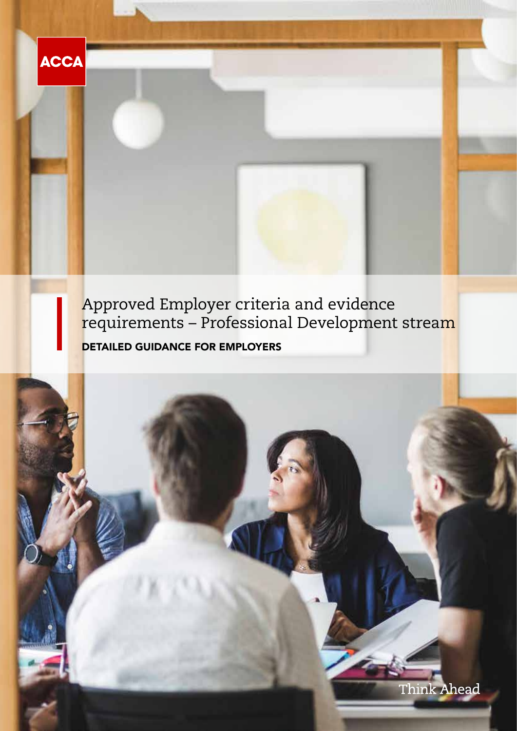ACCA

# Approved Employer criteria and evidence requirements – Professional Development stream

**DETAILED GUIDANCE FOR EMPLOYERS**

Think Ahead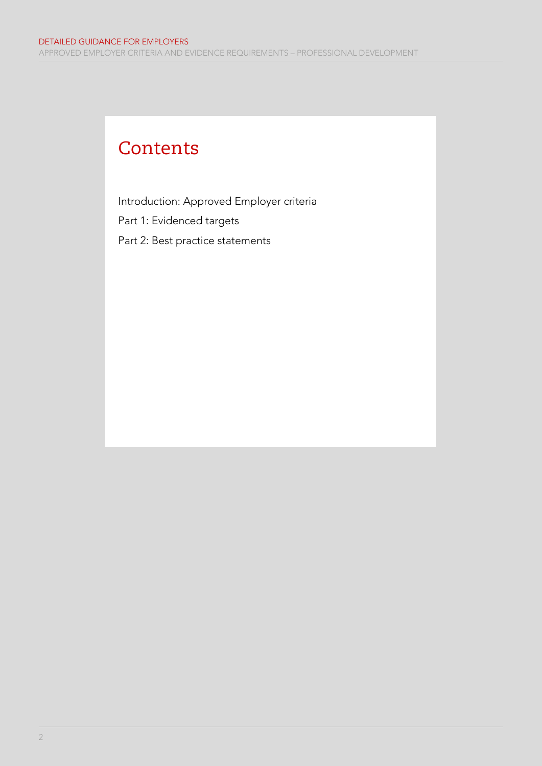# Contents

Introduction: Approved Employer criteria

Part 1: Evidenced targets

Part 2: Best practice statements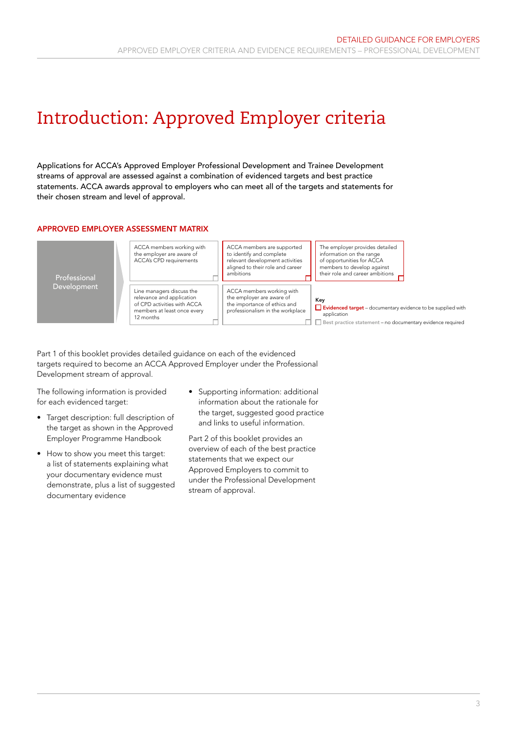# Introduction: Approved Employer criteria

Applications for ACCA's Approved Employer Professional Development and Trainee Development streams of approval are assessed against a combination of evidenced targets and best practice statements. ACCA awards approval to employers who can meet all of the targets and statements for their chosen stream and level of approval.

## APPROVED EMPLOYER ASSESSMENT MATRIX

| Professional Development | | | |
|---|---|---|---|
| | ACCA members working with the employer are aware of ACCA's CPD requirements | ACCA members are supported to identify and complete relevant development activities aligned to their role and career ambitions | The employer provides detailed information on the range of opportunities for ACCA members to develop against their role and career ambitions |
| | Line managers discuss the relevance and application of CPD activities with ACCA members at least once every 12 months | ACCA members working with the employer are aware of the importance of ethics and professionalism in the workplace | |

**Key**

- **Evidenced target** – documentary evidence to be supplied with application
- Best practice statement – no documentary evidence required

Part 1 of this booklet provides detailed guidance on each of the evidenced targets required to become an ACCA Approved Employer under the Professional Development stream of approval.

The following information is provided for each evidenced target:

- Target description: full description of the target as shown in the Approved Employer Programme Handbook
- How to show you meet this target: a list of statements explaining what your documentary evidence must demonstrate, plus a list of suggested documentary evidence
- Supporting information: additional information about the rationale for the target, suggested good practice and links to useful information.

Part 2 of this booklet provides an overview of each of the best practice statements that we expect our Approved Employers to commit to under the Professional Development stream of approval.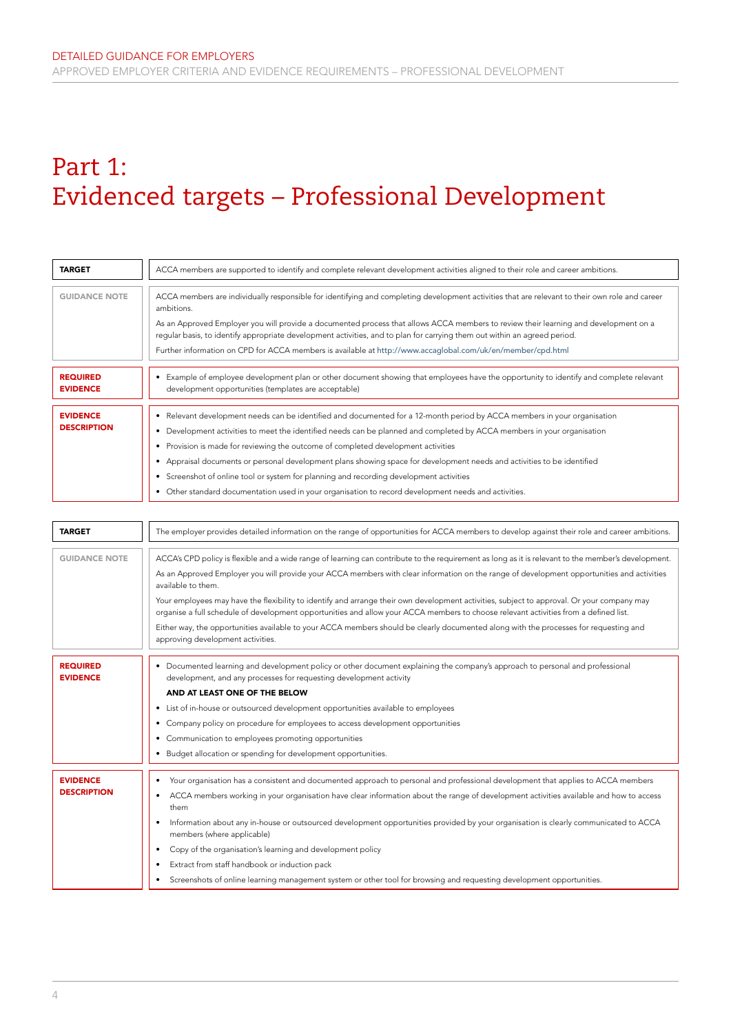# Part 1: Evidenced targets – Professional Development

| | |
|---|---|
| **TARGET** | ACCA members are supported to identify and complete relevant development activities aligned to their role and career ambitions. |
| **GUIDANCE NOTE** | ACCA members are individually responsible for identifying and completing development activities that are relevant to their own role and career ambitions.<br><br>As an Approved Employer you will provide a documented process that allows ACCA members to review their learning and development on a regular basis, to identify appropriate development activities, and to plan for carrying them out within an agreed period.<br><br>Further information on CPD for ACCA members is available at http://www.accaglobal.com/uk/en/member/cpd.html |
| **REQUIRED EVIDENCE** | • Example of employee development plan or other document showing that employees have the opportunity to identify and complete relevant development opportunities (templates are acceptable) |
| **EVIDENCE DESCRIPTION** | • Relevant development needs can be identified and documented for a 12-month period by ACCA members in your organisation<br>• Development activities to meet the identified needs can be planned and completed by ACCA members in your organisation<br>• Provision is made for reviewing the outcome of completed development activities<br>• Appraisal documents or personal development plans showing space for development needs and activities to be identified<br>• Screenshot of online tool or system for planning and recording development activities<br>• Other standard documentation used in your organisation to record development needs and activities. |

| | |
|---|---|
| **TARGET** | The employer provides detailed information on the range of opportunities for ACCA members to develop against their role and career ambitions. |
| **GUIDANCE NOTE** | ACCA's CPD policy is flexible and a wide range of learning can contribute to the requirement as long as it is relevant to the member's development.<br><br>As an Approved Employer you will provide your ACCA members with clear information on the range of development opportunities and activities available to them.<br><br>Your employees may have the flexibility to identify and arrange their own development activities, subject to approval. Or your company may organise a full schedule of development opportunities and allow your ACCA members to choose relevant activities from a defined list.<br><br>Either way, the opportunities available to your ACCA members should be clearly documented along with the processes for requesting and approving development activities. |
| **REQUIRED EVIDENCE** | • Documented learning and development policy or other document explaining the company's approach to personal and professional development, and any processes for requesting development activity<br><br>**AND AT LEAST ONE OF THE BELOW**<br><br>• List of in-house or outsourced development opportunities available to employees<br>• Company policy on procedure for employees to access development opportunities<br>• Communication to employees promoting opportunities<br>• Budget allocation or spending for development opportunities. |
| **EVIDENCE DESCRIPTION** | • Your organisation has a consistent and documented approach to personal and professional development that applies to ACCA members<br>• ACCA members working in your organisation have clear information about the range of development activities available and how to access them<br>• Information about any in-house or outsourced development opportunities provided by your organisation is clearly communicated to ACCA members (where applicable)<br>• Copy of the organisation's learning and development policy<br>• Extract from staff handbook or induction pack<br>• Screenshots of online learning management system or other tool for browsing and requesting development opportunities. |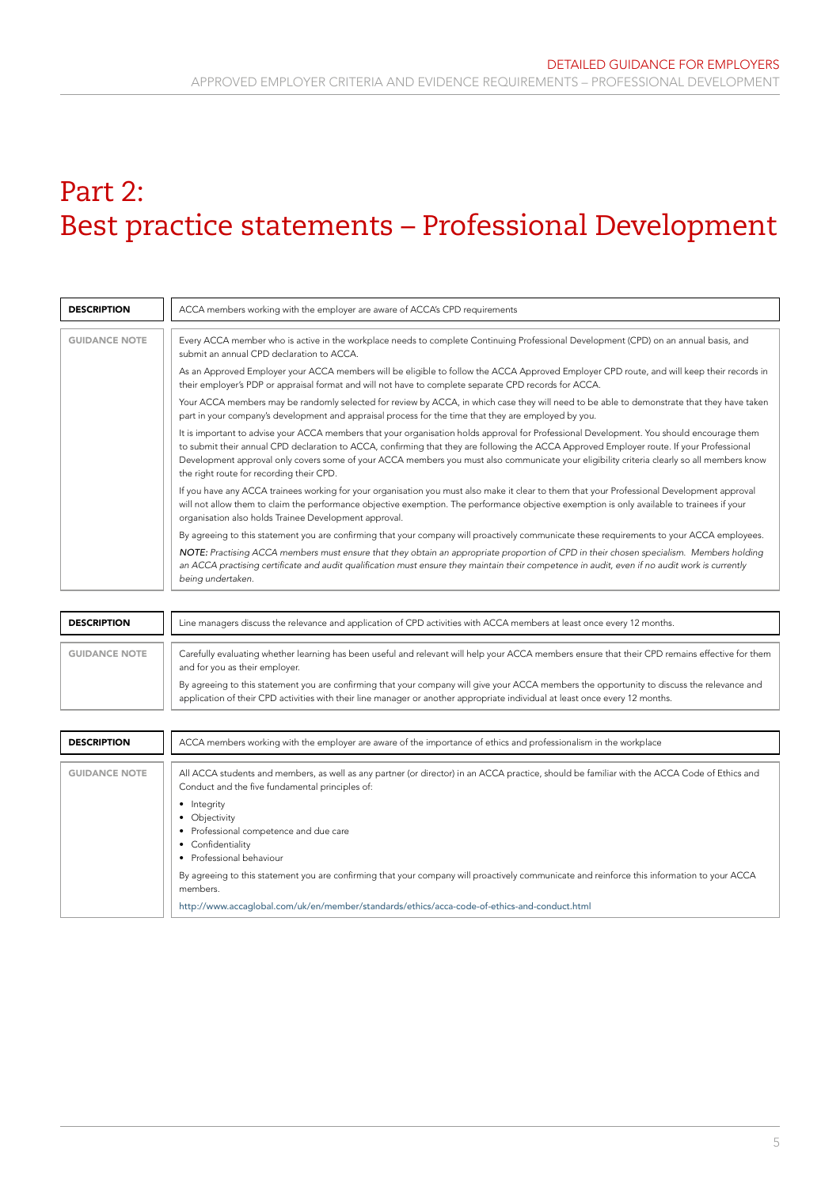# Part 2:
# Best practice statements – Professional Development

| **DESCRIPTION** | ACCA members working with the employer are aware of ACCA's CPD requirements |
| --- | --- |
| **GUIDANCE NOTE** | Every ACCA member who is active in the workplace needs to complete Continuing Professional Development (CPD) on an annual basis, and submit an annual CPD declaration to ACCA.<br><br>As an Approved Employer your ACCA members will be eligible to follow the ACCA Approved Employer CPD route, and will keep their records in their employer's PDP or appraisal format and will not have to complete separate CPD records for ACCA.<br><br>Your ACCA members may be randomly selected for review by ACCA, in which case they will need to be able to demonstrate that they have taken part in your company's development and appraisal process for the time that they are employed by you.<br><br>It is important to advise your ACCA members that your organisation holds approval for Professional Development. You should encourage them to submit their annual CPD declaration to ACCA, confirming that they are following the ACCA Approved Employer route. If your Professional Development approval only covers some of your ACCA members you must also communicate your eligibility criteria clearly so all members know the right route for recording their CPD.<br><br>If you have any ACCA trainees working for your organisation you must also make it clear to them that your Professional Development approval will not allow them to claim the performance objective exemption. The performance objective exemption is only available to trainees if your organisation also holds Trainee Development approval.<br><br>By agreeing to this statement you are confirming that your company will proactively communicate these requirements to your ACCA employees.<br><br>*NOTE: Practising ACCA members must ensure that they obtain an appropriate proportion of CPD in their chosen specialism. Members holding an ACCA practising certificate and audit qualification must ensure they maintain their competence in audit, even if no audit work is currently being undertaken.* |

| **DESCRIPTION** | Line managers discuss the relevance and application of CPD activities with ACCA members at least once every 12 months. |
| --- | --- |
| **GUIDANCE NOTE** | Carefully evaluating whether learning has been useful and relevant will help your ACCA members ensure that their CPD remains effective for them and for you as their employer.<br><br>By agreeing to this statement you are confirming that your company will give your ACCA members the opportunity to discuss the relevance and application of their CPD activities with their line manager or another appropriate individual at least once every 12 months. |

| **DESCRIPTION** | ACCA members working with the employer are aware of the importance of ethics and professionalism in the workplace |
| --- | --- |
| **GUIDANCE NOTE** | All ACCA students and members, as well as any partner (or director) in an ACCA practice, should be familiar with the ACCA Code of Ethics and Conduct and the five fundamental principles of:<br><br>• Integrity<br>• Objectivity<br>• Professional competence and due care<br>• Confidentiality<br>• Professional behaviour<br><br>By agreeing to this statement you are confirming that your company will proactively communicate and reinforce this information to your ACCA members.<br><br>http://www.accaglobal.com/uk/en/member/standards/ethics/acca-code-of-ethics-and-conduct.html |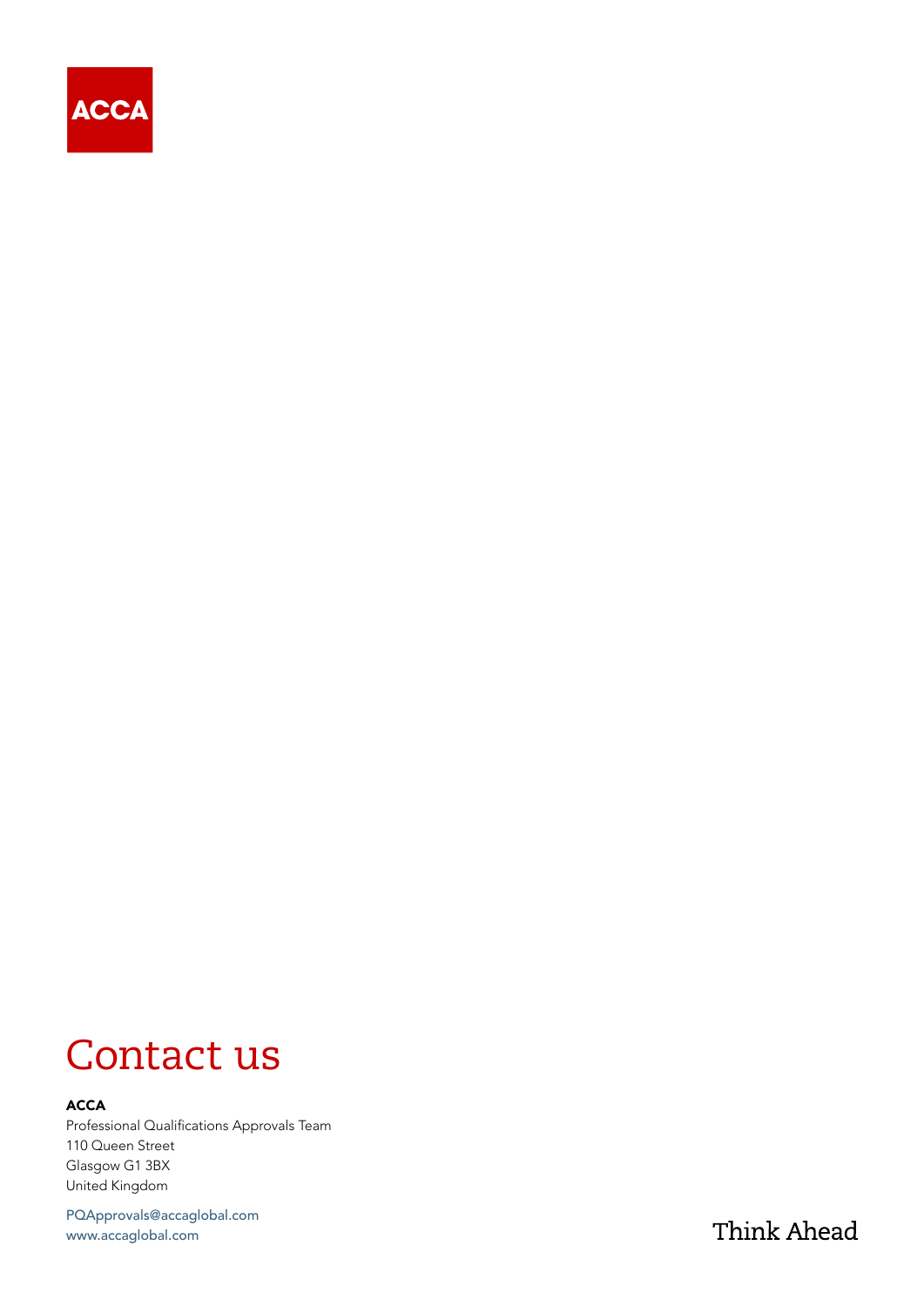ACCA

# Contact us

**ACCA**
Professional Qualifications Approvals Team
110 Queen Street
Glasgow G1 3BX
United Kingdom

PQApprovals@accaglobal.com
www.accaglobal.com

Think Ahead